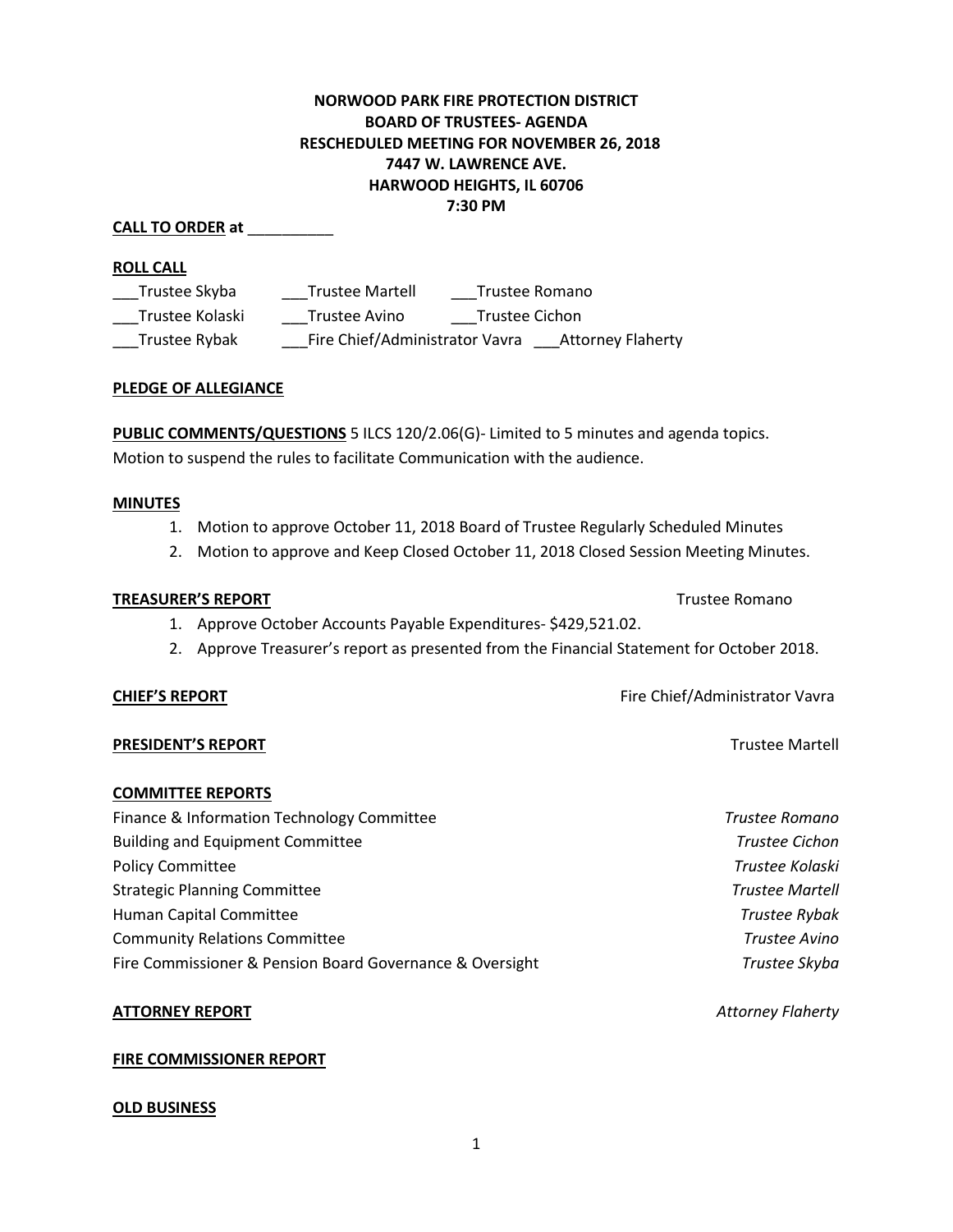**NORWOOD PARK FIRE PROTECTION DISTRICT**
**BOARD OF TRUSTEES- AGENDA**
**RESCHEDULED MEETING FOR NOVEMBER 26, 2018**
**7447 W. LAWRENCE AVE.**
**HARWOOD HEIGHTS, IL 60706**
**7:30 PM**

**CALL TO ORDER at** __________

**ROLL CALL**

___Trustee Skyba ___Trustee Martell ___Trustee Romano
___Trustee Kolaski ___Trustee Avino ___Trustee Cichon
___Trustee Rybak ___Fire Chief/Administrator Vavra ___Attorney Flaherty

**PLEDGE OF ALLEGIANCE**

**PUBLIC COMMENTS/QUESTIONS** 5 ILCS 120/2.06(G)- Limited to 5 minutes and agenda topics.
Motion to suspend the rules to facilitate Communication with the audience.

**MINUTES**

1. Motion to approve October 11, 2018 Board of Trustee Regularly Scheduled Minutes
2. Motion to approve and Keep Closed October 11, 2018 Closed Session Meeting Minutes.

**TREASURER'S REPORT** Trustee Romano

1. Approve October Accounts Payable Expenditures- $429,521.02.
2. Approve Treasurer's report as presented from the Financial Statement for October 2018.

**CHIEF'S REPORT** Fire Chief/Administrator Vavra

**PRESIDENT'S REPORT** Trustee Martell

**COMMITTEE REPORTS**

Finance & Information Technology Committee *Trustee Romano*
Building and Equipment Committee *Trustee Cichon*
Policy Committee *Trustee Kolaski*
Strategic Planning Committee *Trustee Martell*
Human Capital Committee *Trustee Rybak*
Community Relations Committee *Trustee Avino*
Fire Commissioner & Pension Board Governance & Oversight *Trustee Skyba*

**ATTORNEY REPORT** *Attorney Flaherty*

**FIRE COMMISSIONER REPORT**

**OLD BUSINESS**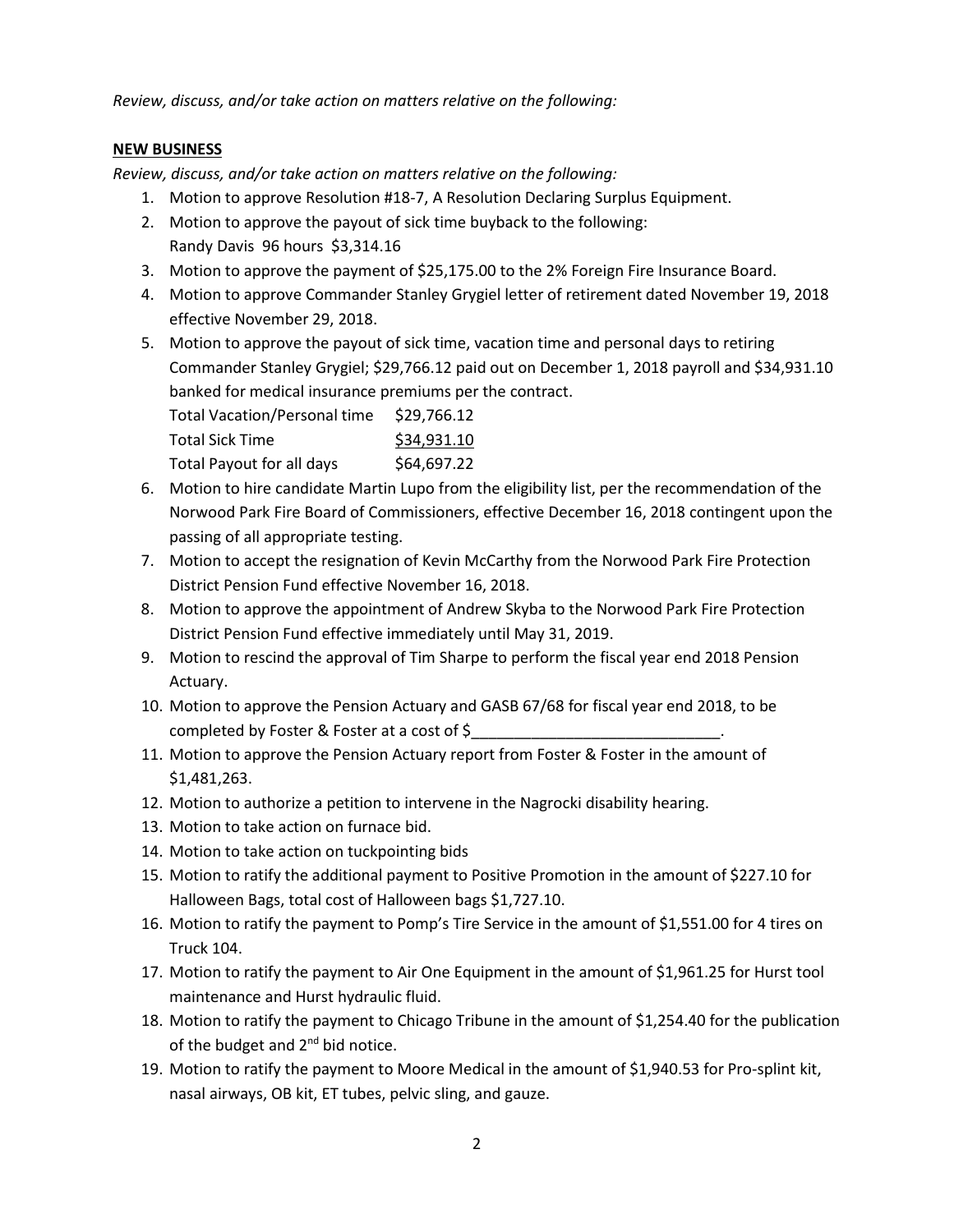*Review, discuss, and/or take action on matters relative on the following:*

**NEW BUSINESS**

*Review, discuss, and/or take action on matters relative on the following:*

1. Motion to approve Resolution #18-7, A Resolution Declaring Surplus Equipment.
2. Motion to approve the payout of sick time buyback to the following:
   Randy Davis 96 hours $3,314.16
3. Motion to approve the payment of $25,175.00 to the 2% Foreign Fire Insurance Board.
4. Motion to approve Commander Stanley Grygiel letter of retirement dated November 19, 2018 effective November 29, 2018.
5. Motion to approve the payout of sick time, vacation time and personal days to retiring Commander Stanley Grygiel; $29,766.12 paid out on December 1, 2018 payroll and $34,931.10 banked for medical insurance premiums per the contract.

   | | |
   |---|---|
   | Total Vacation/Personal time | $29,766.12 |
   | Total Sick Time | $34,931.10 |
   | Total Payout for all days | $64,697.22 |

6. Motion to hire candidate Martin Lupo from the eligibility list, per the recommendation of the Norwood Park Fire Board of Commissioners, effective December 16, 2018 contingent upon the passing of all appropriate testing.
7. Motion to accept the resignation of Kevin McCarthy from the Norwood Park Fire Protection District Pension Fund effective November 16, 2018.
8. Motion to approve the appointment of Andrew Skyba to the Norwood Park Fire Protection District Pension Fund effective immediately until May 31, 2019.
9. Motion to rescind the approval of Tim Sharpe to perform the fiscal year end 2018 Pension Actuary.
10. Motion to approve the Pension Actuary and GASB 67/68 for fiscal year end 2018, to be completed by Foster & Foster at a cost of $_____________________________.
11. Motion to approve the Pension Actuary report from Foster & Foster in the amount of $1,481,263.
12. Motion to authorize a petition to intervene in the Nagrocki disability hearing.
13. Motion to take action on furnace bid.
14. Motion to take action on tuckpointing bids
15. Motion to ratify the additional payment to Positive Promotion in the amount of $227.10 for Halloween Bags, total cost of Halloween bags $1,727.10.
16. Motion to ratify the payment to Pomp's Tire Service in the amount of $1,551.00 for 4 tires on Truck 104.
17. Motion to ratify the payment to Air One Equipment in the amount of $1,961.25 for Hurst tool maintenance and Hurst hydraulic fluid.
18. Motion to ratify the payment to Chicago Tribune in the amount of $1,254.40 for the publication of the budget and 2nd bid notice.
19. Motion to ratify the payment to Moore Medical in the amount of $1,940.53 for Pro-splint kit, nasal airways, OB kit, ET tubes, pelvic sling, and gauze.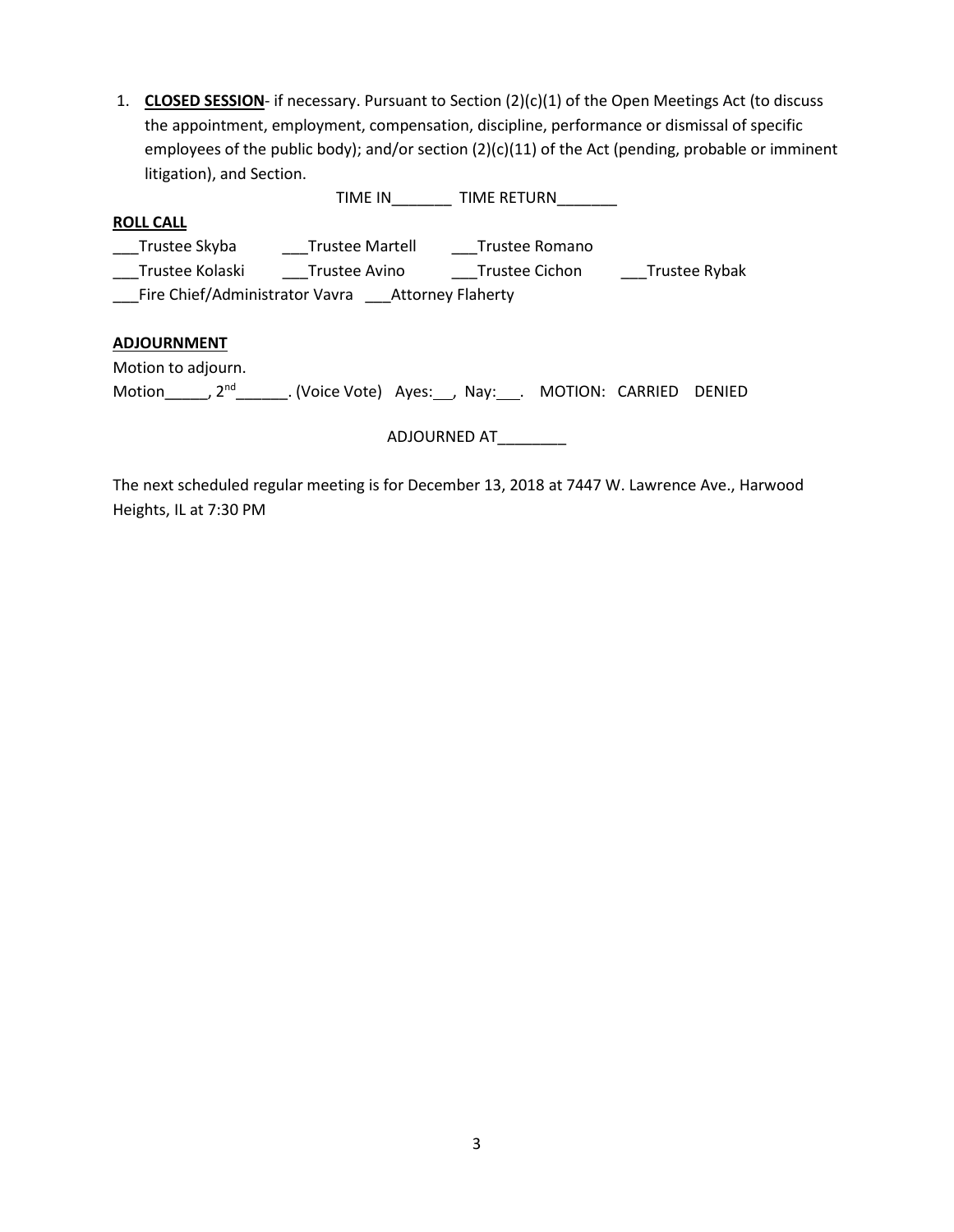1. **CLOSED SESSION**- if necessary. Pursuant to Section (2)(c)(1) of the Open Meetings Act (to discuss the appointment, employment, compensation, discipline, performance or dismissal of specific employees of the public body); and/or section (2)(c)(11) of the Act (pending, probable or imminent litigation), and Section.

TIME IN_______ TIME RETURN_______

**ROLL CALL**

___Trustee Skyba ___Trustee Martell ___Trustee Romano

___Trustee Kolaski ___Trustee Avino ___Trustee Cichon ___Trustee Rybak

___Fire Chief/Administrator Vavra ___Attorney Flaherty

**ADJOURNMENT**

Motion to adjourn.

Motion_____, 2nd______. (Voice Vote) Ayes:__, Nay:___. MOTION: CARRIED DENIED

ADJOURNED AT________

The next scheduled regular meeting is for December 13, 2018 at 7447 W. Lawrence Ave., Harwood Heights, IL at 7:30 PM